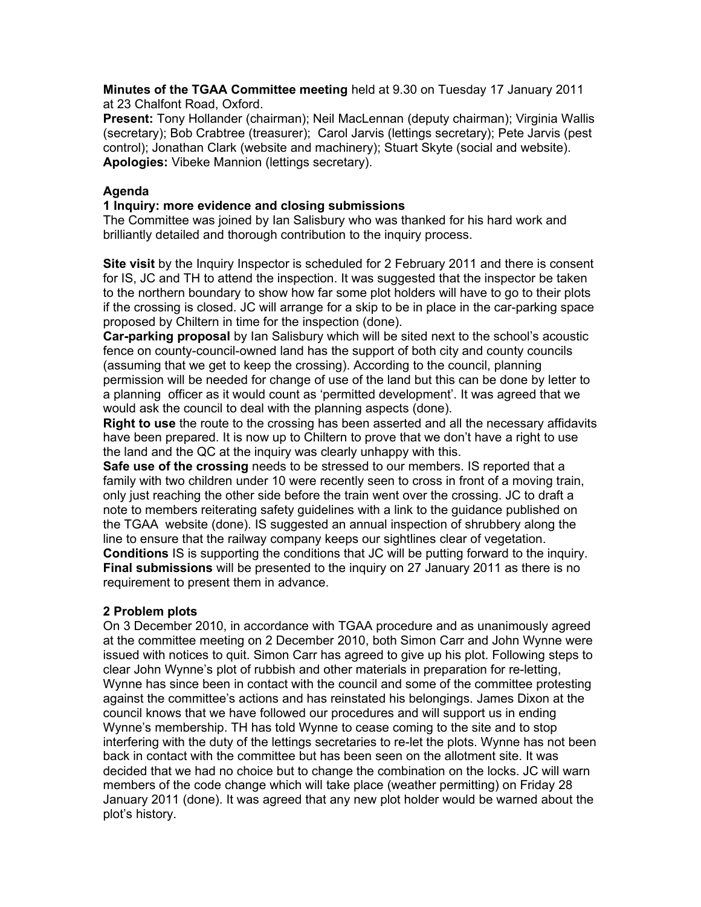**Minutes of the TGAA Committee meeting** held at 9.30 on Tuesday 17 January 2011 at 23 Chalfont Road, Oxford.
**Present:** Tony Hollander (chairman); Neil MacLennan (deputy chairman); Virginia Wallis (secretary); Bob Crabtree (treasurer); Carol Jarvis (lettings secretary); Pete Jarvis (pest control); Jonathan Clark (website and machinery); Stuart Skyte (social and website).
**Apologies:** Vibeke Mannion (lettings secretary).

## Agenda

### 1 Inquiry: more evidence and closing submissions

The Committee was joined by Ian Salisbury who was thanked for his hard work and brilliantly detailed and thorough contribution to the inquiry process.

**Site visit** by the Inquiry Inspector is scheduled for 2 February 2011 and there is consent for IS, JC and TH to attend the inspection. It was suggested that the inspector be taken to the northern boundary to show how far some plot holders will have to go to their plots if the crossing is closed. JC will arrange for a skip to be in place in the car-parking space proposed by Chiltern in time for the inspection (done).
**Car-parking proposal** by Ian Salisbury which will be sited next to the school's acoustic fence on county-council-owned land has the support of both city and county councils (assuming that we get to keep the crossing). According to the council, planning permission will be needed for change of use of the land but this can be done by letter to a planning officer as it would count as 'permitted development'. It was agreed that we would ask the council to deal with the planning aspects (done).
**Right to use** the route to the crossing has been asserted and all the necessary affidavits have been prepared. It is now up to Chiltern to prove that we don't have a right to use the land and the QC at the inquiry was clearly unhappy with this.
**Safe use of the crossing** needs to be stressed to our members. IS reported that a family with two children under 10 were recently seen to cross in front of a moving train, only just reaching the other side before the train went over the crossing. JC to draft a note to members reiterating safety guidelines with a link to the guidance published on the TGAA website (done). IS suggested an annual inspection of shrubbery along the line to ensure that the railway company keeps our sightlines clear of vegetation.
**Conditions** IS is supporting the conditions that JC will be putting forward to the inquiry.
**Final submissions** will be presented to the inquiry on 27 January 2011 as there is no requirement to present them in advance.

### 2 Problem plots

On 3 December 2010, in accordance with TGAA procedure and as unanimously agreed at the committee meeting on 2 December 2010, both Simon Carr and John Wynne were issued with notices to quit. Simon Carr has agreed to give up his plot. Following steps to clear John Wynne's plot of rubbish and other materials in preparation for re-letting, Wynne has since been in contact with the council and some of the committee protesting against the committee's actions and has reinstated his belongings. James Dixon at the council knows that we have followed our procedures and will support us in ending Wynne's membership. TH has told Wynne to cease coming to the site and to stop interfering with the duty of the lettings secretaries to re-let the plots. Wynne has not been back in contact with the committee but has been seen on the allotment site. It was decided that we had no choice but to change the combination on the locks. JC will warn members of the code change which will take place (weather permitting) on Friday 28 January 2011 (done). It was agreed that any new plot holder would be warned about the plot's history.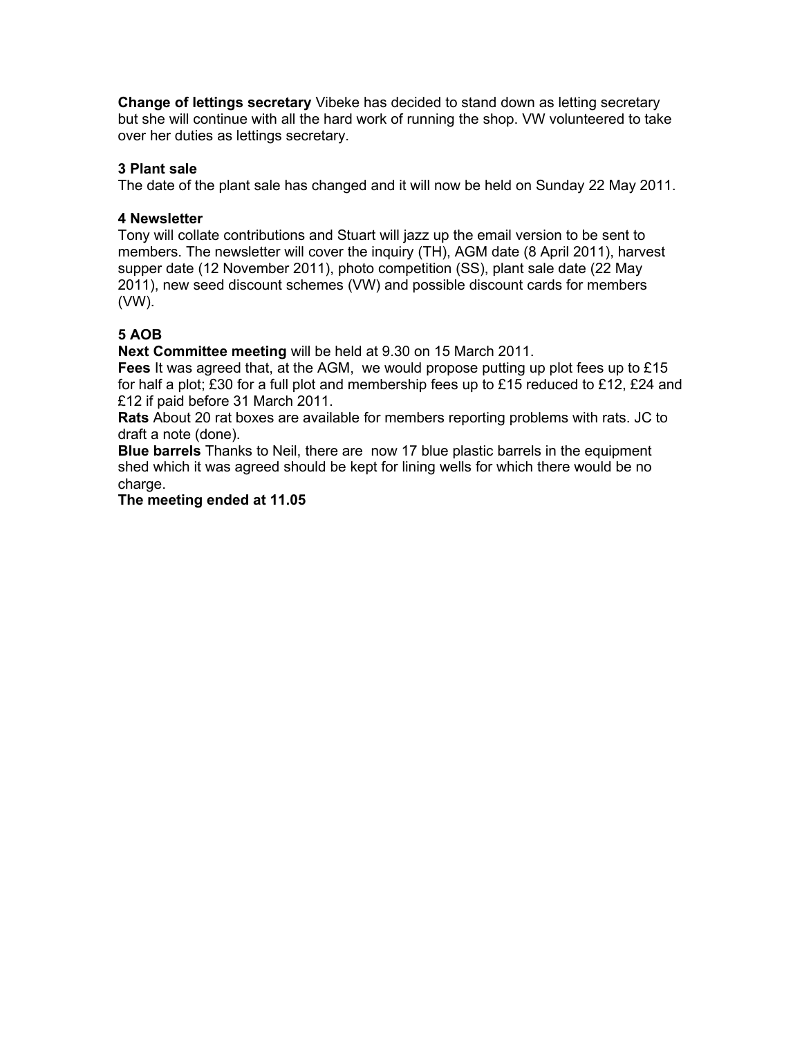**Change of lettings secretary** Vibeke has decided to stand down as letting secretary but she will continue with all the hard work of running the shop. VW volunteered to take over her duties as lettings secretary.

**3 Plant sale**
The date of the plant sale has changed and it will now be held on Sunday 22 May 2011.

**4 Newsletter**
Tony will collate contributions and Stuart will jazz up the email version to be sent to members. The newsletter will cover the inquiry (TH), AGM date (8 April 2011), harvest supper date (12 November 2011), photo competition (SS), plant sale date (22 May 2011), new seed discount schemes (VW) and possible discount cards for members (VW).

**5 AOB**
**Next Committee meeting** will be held at 9.30 on 15 March 2011.
**Fees** It was agreed that, at the AGM, we would propose putting up plot fees up to £15 for half a plot; £30 for a full plot and membership fees up to £15 reduced to £12, £24 and £12 if paid before 31 March 2011.
**Rats** About 20 rat boxes are available for members reporting problems with rats. JC to draft a note (done).
**Blue barrels** Thanks to Neil, there are now 17 blue plastic barrels in the equipment shed which it was agreed should be kept for lining wells for which there would be no charge.
**The meeting ended at 11.05**